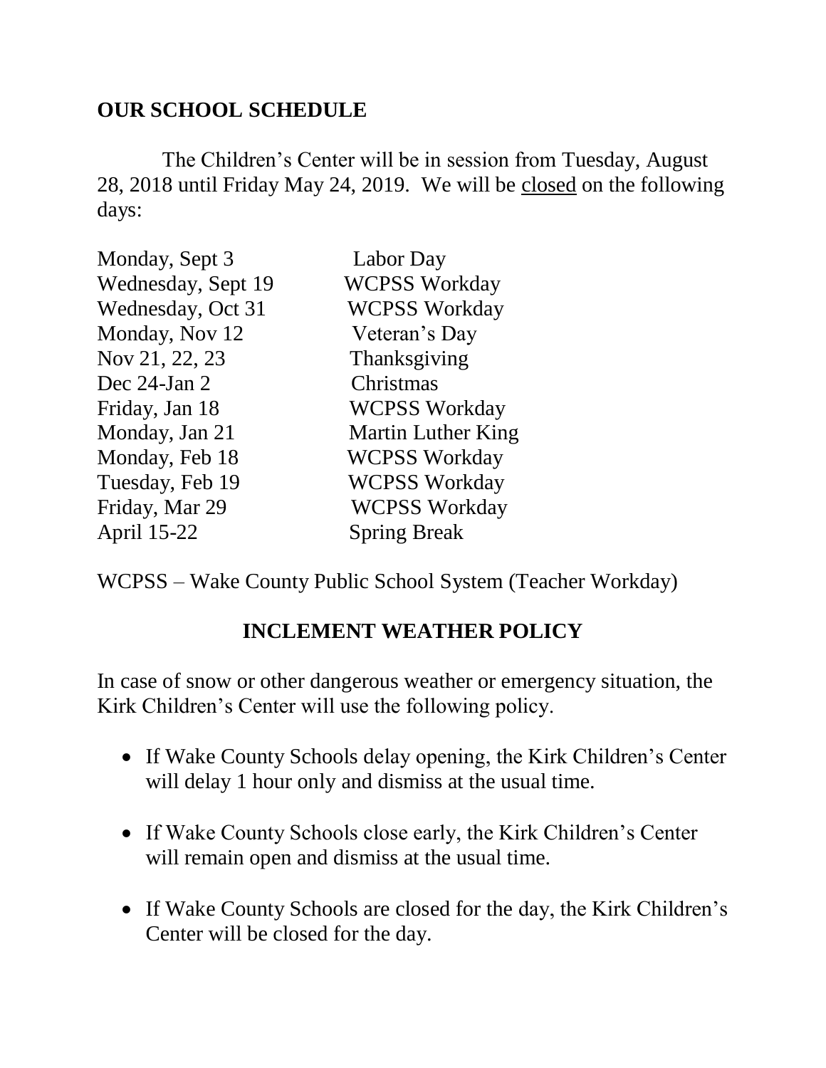## OUR SCHOOL SCHEDULE

The Children's Center will be in session from Tuesday, August 28, 2018 until Friday May 24, 2019. We will be <u>closed</u> on the following days:

| | |
|---|---|
| Monday, Sept 3 | Labor Day |
| Wednesday, Sept 19 | WCPSS Workday |
| Wednesday, Oct 31 | WCPSS Workday |
| Monday, Nov 12 | Veteran's Day |
| Nov 21, 22, 23 | Thanksgiving |
| Dec 24-Jan 2 | Christmas |
| Friday, Jan 18 | WCPSS Workday |
| Monday, Jan 21 | Martin Luther King |
| Monday, Feb 18 | WCPSS Workday |
| Tuesday, Feb 19 | WCPSS Workday |
| Friday, Mar 29 | WCPSS Workday |
| April 15-22 | Spring Break |

WCPSS – Wake County Public School System (Teacher Workday)

## INCLEMENT WEATHER POLICY

In case of snow or other dangerous weather or emergency situation, the Kirk Children's Center will use the following policy.

- If Wake County Schools delay opening, the Kirk Children's Center will delay 1 hour only and dismiss at the usual time.
- If Wake County Schools close early, the Kirk Children's Center will remain open and dismiss at the usual time.
- If Wake County Schools are closed for the day, the Kirk Children's Center will be closed for the day.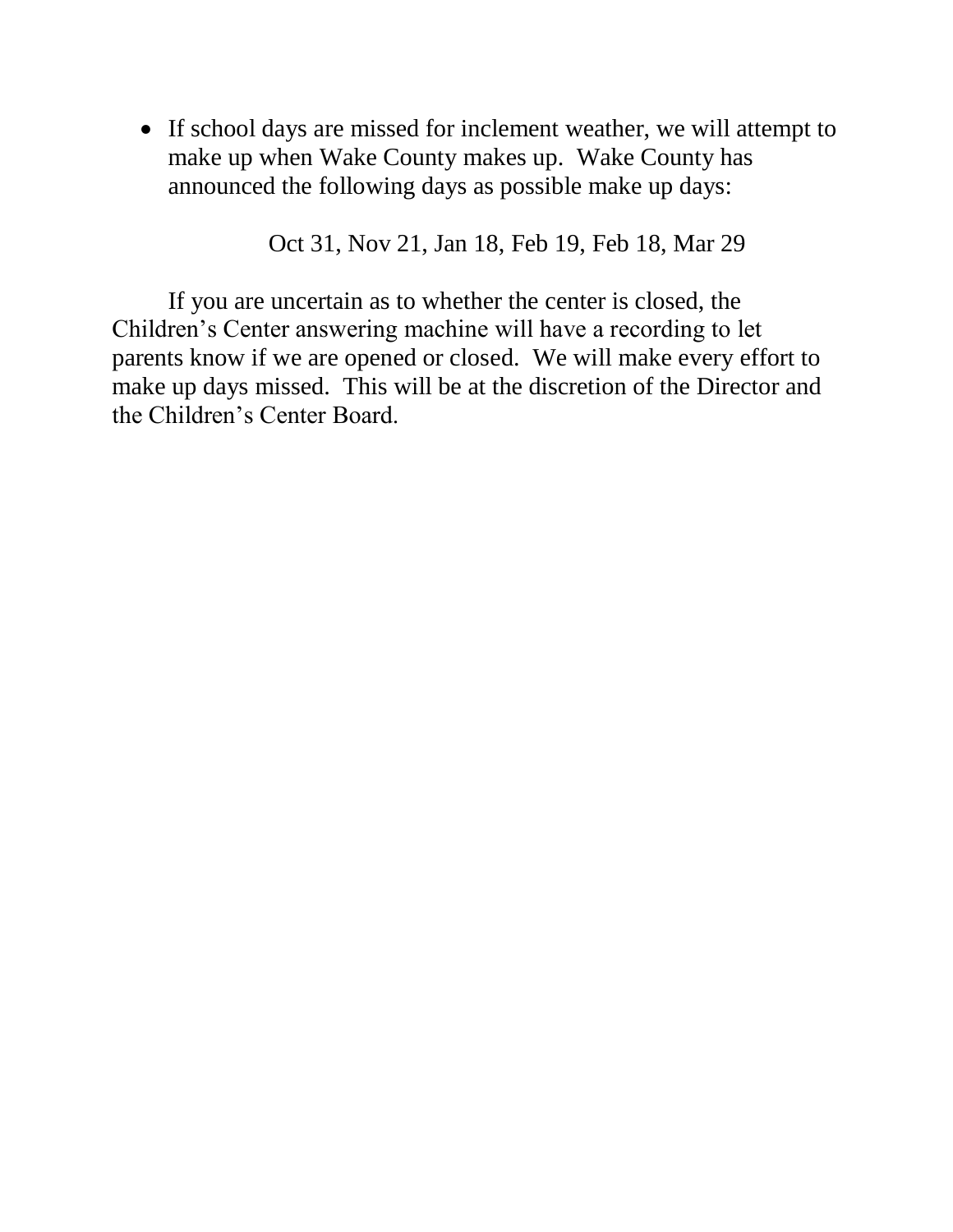- If school days are missed for inclement weather, we will attempt to make up when Wake County makes up. Wake County has announced the following days as possible make up days:

Oct 31, Nov 21, Jan 18, Feb 19, Feb 18, Mar 29

If you are uncertain as to whether the center is closed, the Children's Center answering machine will have a recording to let parents know if we are opened or closed. We will make every effort to make up days missed. This will be at the discretion of the Director and the Children's Center Board.